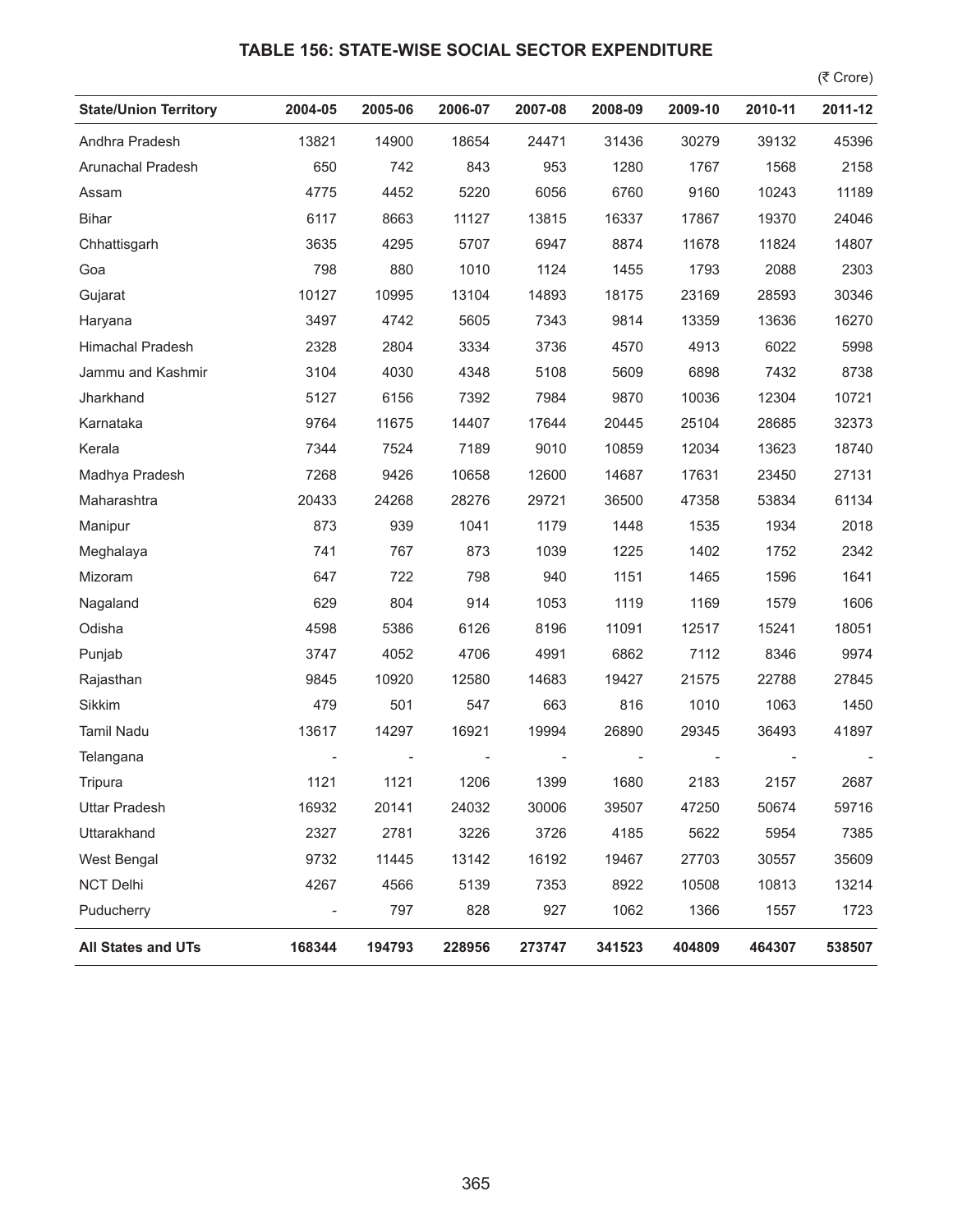### TABLE 156: STATE-WISE SOCIAL SECTOR EXPENDITURE

(₹ Crore)

| State/Union Territory | 2004-05 | 2005-06 | 2006-07 | 2007-08 | 2008-09 | 2009-10 | 2010-11 | 2011-12 |
|---|---|---|---|---|---|---|---|---|
| Andhra Pradesh | 13821 | 14900 | 18654 | 24471 | 31436 | 30279 | 39132 | 45396 |
| Arunachal Pradesh | 650 | 742 | 843 | 953 | 1280 | 1767 | 1568 | 2158 |
| Assam | 4775 | 4452 | 5220 | 6056 | 6760 | 9160 | 10243 | 11189 |
| Bihar | 6117 | 8663 | 11127 | 13815 | 16337 | 17867 | 19370 | 24046 |
| Chhattisgarh | 3635 | 4295 | 5707 | 6947 | 8874 | 11678 | 11824 | 14807 |
| Goa | 798 | 880 | 1010 | 1124 | 1455 | 1793 | 2088 | 2303 |
| Gujarat | 10127 | 10995 | 13104 | 14893 | 18175 | 23169 | 28593 | 30346 |
| Haryana | 3497 | 4742 | 5605 | 7343 | 9814 | 13359 | 13636 | 16270 |
| Himachal Pradesh | 2328 | 2804 | 3334 | 3736 | 4570 | 4913 | 6022 | 5998 |
| Jammu and Kashmir | 3104 | 4030 | 4348 | 5108 | 5609 | 6898 | 7432 | 8738 |
| Jharkhand | 5127 | 6156 | 7392 | 7984 | 9870 | 10036 | 12304 | 10721 |
| Karnataka | 9764 | 11675 | 14407 | 17644 | 20445 | 25104 | 28685 | 32373 |
| Kerala | 7344 | 7524 | 7189 | 9010 | 10859 | 12034 | 13623 | 18740 |
| Madhya Pradesh | 7268 | 9426 | 10658 | 12600 | 14687 | 17631 | 23450 | 27131 |
| Maharashtra | 20433 | 24268 | 28276 | 29721 | 36500 | 47358 | 53834 | 61134 |
| Manipur | 873 | 939 | 1041 | 1179 | 1448 | 1535 | 1934 | 2018 |
| Meghalaya | 741 | 767 | 873 | 1039 | 1225 | 1402 | 1752 | 2342 |
| Mizoram | 647 | 722 | 798 | 940 | 1151 | 1465 | 1596 | 1641 |
| Nagaland | 629 | 804 | 914 | 1053 | 1119 | 1169 | 1579 | 1606 |
| Odisha | 4598 | 5386 | 6126 | 8196 | 11091 | 12517 | 15241 | 18051 |
| Punjab | 3747 | 4052 | 4706 | 4991 | 6862 | 7112 | 8346 | 9974 |
| Rajasthan | 9845 | 10920 | 12580 | 14683 | 19427 | 21575 | 22788 | 27845 |
| Sikkim | 479 | 501 | 547 | 663 | 816 | 1010 | 1063 | 1450 |
| Tamil Nadu | 13617 | 14297 | 16921 | 19994 | 26890 | 29345 | 36493 | 41897 |
| Telangana | - | - | - | - | - | - | - | - |
| Tripura | 1121 | 1121 | 1206 | 1399 | 1680 | 2183 | 2157 | 2687 |
| Uttar Pradesh | 16932 | 20141 | 24032 | 30006 | 39507 | 47250 | 50674 | 59716 |
| Uttarakhand | 2327 | 2781 | 3226 | 3726 | 4185 | 5622 | 5954 | 7385 |
| West Bengal | 9732 | 11445 | 13142 | 16192 | 19467 | 27703 | 30557 | 35609 |
| NCT Delhi | 4267 | 4566 | 5139 | 7353 | 8922 | 10508 | 10813 | 13214 |
| Puducherry | - | 797 | 828 | 927 | 1062 | 1366 | 1557 | 1723 |
| **All States and UTs** | **168344** | **194793** | **228956** | **273747** | **341523** | **404809** | **464307** | **538507** |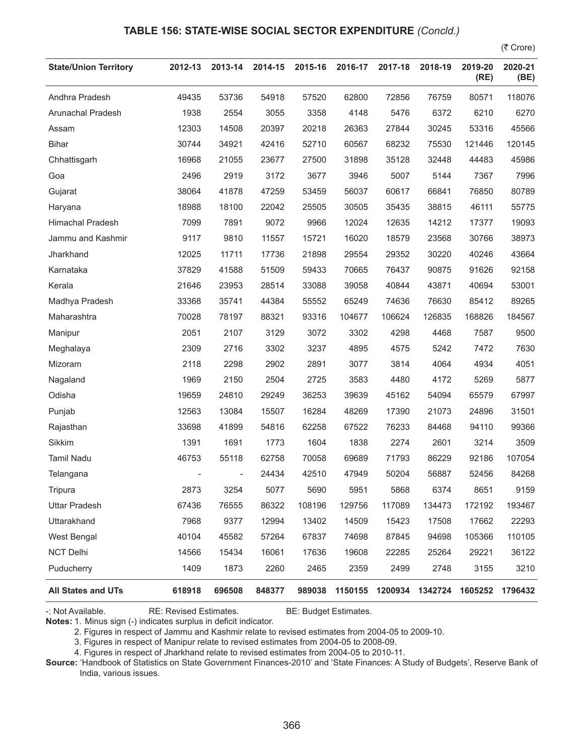## TABLE 156: STATE-WISE SOCIAL SECTOR EXPENDITURE *(Concld.)*

(₹ Crore)

| State/Union Territory | 2012-13 | 2013-14 | 2014-15 | 2015-16 | 2016-17 | 2017-18 | 2018-19 | 2019-20 (RE) | 2020-21 (BE) |
|---|---|---|---|---|---|---|---|---|---|
| Andhra Pradesh | 49435 | 53736 | 54918 | 57520 | 62800 | 72856 | 76759 | 80571 | 118076 |
| Arunachal Pradesh | 1938 | 2554 | 3055 | 3358 | 4148 | 5476 | 6372 | 6210 | 6270 |
| Assam | 12303 | 14508 | 20397 | 20218 | 26363 | 27844 | 30245 | 53316 | 45566 |
| Bihar | 30744 | 34921 | 42416 | 52710 | 60567 | 68232 | 75530 | 121446 | 120145 |
| Chhattisgarh | 16968 | 21055 | 23677 | 27500 | 31898 | 35128 | 32448 | 44483 | 45986 |
| Goa | 2496 | 2919 | 3172 | 3677 | 3946 | 5007 | 5144 | 7367 | 7996 |
| Gujarat | 38064 | 41878 | 47259 | 53459 | 56037 | 60617 | 66841 | 76850 | 80789 |
| Haryana | 18988 | 18100 | 22042 | 25505 | 30505 | 35435 | 38815 | 46111 | 55775 |
| Himachal Pradesh | 7099 | 7891 | 9072 | 9966 | 12024 | 12635 | 14212 | 17377 | 19093 |
| Jammu and Kashmir | 9117 | 9810 | 11557 | 15721 | 16020 | 18579 | 23568 | 30766 | 38973 |
| Jharkhand | 12025 | 11711 | 17736 | 21898 | 29554 | 29352 | 30220 | 40246 | 43664 |
| Karnataka | 37829 | 41588 | 51509 | 59433 | 70665 | 76437 | 90875 | 91626 | 92158 |
| Kerala | 21646 | 23953 | 28514 | 33088 | 39058 | 40844 | 43871 | 40694 | 53001 |
| Madhya Pradesh | 33368 | 35741 | 44384 | 55552 | 65249 | 74636 | 76630 | 85412 | 89265 |
| Maharashtra | 70028 | 78197 | 88321 | 93316 | 104677 | 106624 | 126835 | 168826 | 184567 |
| Manipur | 2051 | 2107 | 3129 | 3072 | 3302 | 4298 | 4468 | 7587 | 9500 |
| Meghalaya | 2309 | 2716 | 3302 | 3237 | 4895 | 4575 | 5242 | 7472 | 7630 |
| Mizoram | 2118 | 2298 | 2902 | 2891 | 3077 | 3814 | 4064 | 4934 | 4051 |
| Nagaland | 1969 | 2150 | 2504 | 2725 | 3583 | 4480 | 4172 | 5269 | 5877 |
| Odisha | 19659 | 24810 | 29249 | 36253 | 39639 | 45162 | 54094 | 65579 | 67997 |
| Punjab | 12563 | 13084 | 15507 | 16284 | 48269 | 17390 | 21073 | 24896 | 31501 |
| Rajasthan | 33698 | 41899 | 54816 | 62258 | 67522 | 76233 | 84468 | 94110 | 99366 |
| Sikkim | 1391 | 1691 | 1773 | 1604 | 1838 | 2274 | 2601 | 3214 | 3509 |
| Tamil Nadu | 46753 | 55118 | 62758 | 70058 | 69689 | 71793 | 86229 | 92186 | 107054 |
| Telangana | - | - | 24434 | 42510 | 47949 | 50204 | 56887 | 52456 | 84268 |
| Tripura | 2873 | 3254 | 5077 | 5690 | 5951 | 5868 | 6374 | 8651 | 9159 |
| Uttar Pradesh | 67436 | 76555 | 86322 | 108196 | 129756 | 117089 | 134473 | 172192 | 193467 |
| Uttarakhand | 7968 | 9377 | 12994 | 13402 | 14509 | 15423 | 17508 | 17662 | 22293 |
| West Bengal | 40104 | 45582 | 57264 | 67837 | 74698 | 87845 | 94698 | 105366 | 110105 |
| NCT Delhi | 14566 | 15434 | 16061 | 17636 | 19608 | 22285 | 25264 | 29221 | 36122 |
| Puducherry | 1409 | 1873 | 2260 | 2465 | 2359 | 2499 | 2748 | 3155 | 3210 |
| **All States and UTs** | **618918** | **696508** | **848377** | **989038** | **1150155** | **1200934** | **1342724** | **1605252** | **1796432** |

-: Not Available. RE: Revised Estimates. BE: Budget Estimates.

**Notes:** 1. Minus sign (-) indicates surplus in deficit indicator.

2. Figures in respect of Jammu and Kashmir relate to revised estimates from 2004-05 to 2009-10.

3. Figures in respect of Manipur relate to revised estimates from 2004-05 to 2008-09.

4. Figures in respect of Jharkhand relate to revised estimates from 2004-05 to 2010-11.

**Source:** 'Handbook of Statistics on State Government Finances-2010' and 'State Finances: A Study of Budgets', Reserve Bank of India, various issues.